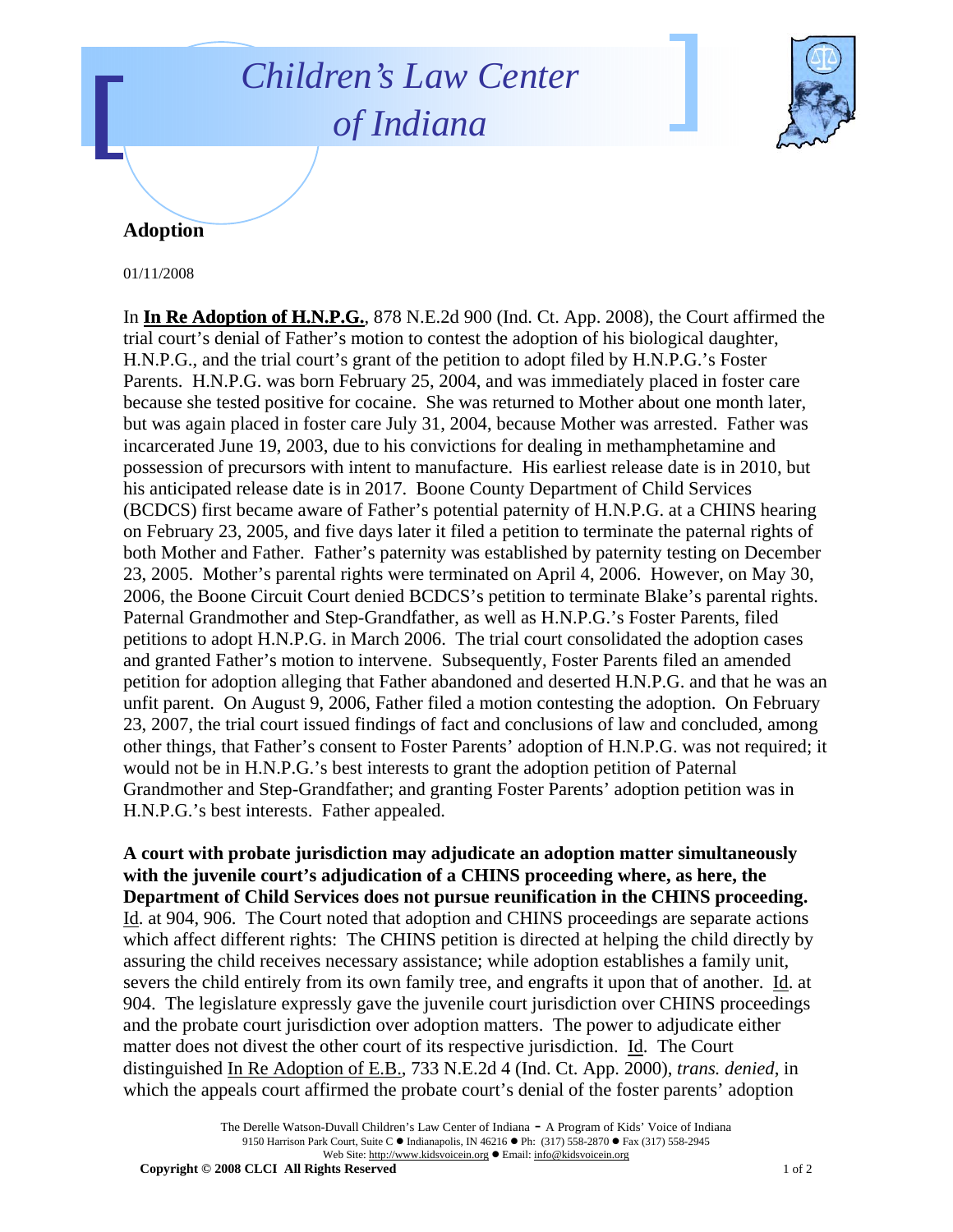# Children's Law Center of Indiana

## Adoption

01/11/2008

In **In Re Adoption of H.N.P.G.**, 878 N.E.2d 900 (Ind. Ct. App. 2008), the Court affirmed the trial court's denial of Father's motion to contest the adoption of his biological daughter, H.N.P.G., and the trial court's grant of the petition to adopt filed by H.N.P.G.'s Foster Parents. H.N.P.G. was born February 25, 2004, and was immediately placed in foster care because she tested positive for cocaine. She was returned to Mother about one month later, but was again placed in foster care July 31, 2004, because Mother was arrested. Father was incarcerated June 19, 2003, due to his convictions for dealing in methamphetamine and possession of precursors with intent to manufacture. His earliest release date is in 2010, but his anticipated release date is in 2017. Boone County Department of Child Services (BCDCS) first became aware of Father's potential paternity of H.N.P.G. at a CHINS hearing on February 23, 2005, and five days later it filed a petition to terminate the paternal rights of both Mother and Father. Father's paternity was established by paternity testing on December 23, 2005. Mother's parental rights were terminated on April 4, 2006. However, on May 30, 2006, the Boone Circuit Court denied BCDCS's petition to terminate Blake's parental rights. Paternal Grandmother and Step-Grandfather, as well as H.N.P.G.'s Foster Parents, filed petitions to adopt H.N.P.G. in March 2006. The trial court consolidated the adoption cases and granted Father's motion to intervene. Subsequently, Foster Parents filed an amended petition for adoption alleging that Father abandoned and deserted H.N.P.G. and that he was an unfit parent. On August 9, 2006, Father filed a motion contesting the adoption. On February 23, 2007, the trial court issued findings of fact and conclusions of law and concluded, among other things, that Father's consent to Foster Parents' adoption of H.N.P.G. was not required; it would not be in H.N.P.G.'s best interests to grant the adoption petition of Paternal Grandmother and Step-Grandfather; and granting Foster Parents' adoption petition was in H.N.P.G.'s best interests. Father appealed.

**A court with probate jurisdiction may adjudicate an adoption matter simultaneously with the juvenile court's adjudication of a CHINS proceeding where, as here, the Department of Child Services does not pursue reunification in the CHINS proceeding.** Id. at 904, 906. The Court noted that adoption and CHINS proceedings are separate actions which affect different rights: The CHINS petition is directed at helping the child directly by assuring the child receives necessary assistance; while adoption establishes a family unit, severs the child entirely from its own family tree, and engrafts it upon that of another. Id. at 904. The legislature expressly gave the juvenile court jurisdiction over CHINS proceedings and the probate court jurisdiction over adoption matters. The power to adjudicate either matter does not divest the other court of its respective jurisdiction. Id. The Court distinguished In Re Adoption of E.B., 733 N.E.2d 4 (Ind. Ct. App. 2000), *trans. denied*, in which the appeals court affirmed the probate court's denial of the foster parents' adoption

The Derelle Watson-Duvall Children's Law Center of Indiana - A Program of Kids' Voice of Indiana
9150 Harrison Park Court, Suite C ● Indianapolis, IN 46216 ● Ph: (317) 558-2870 ● Fax (317) 558-2945
Web Site: http://www.kidsvoicein.org ● Email: info@kidsvoicein.org

**Copyright © 2008 CLCI All Rights Reserved**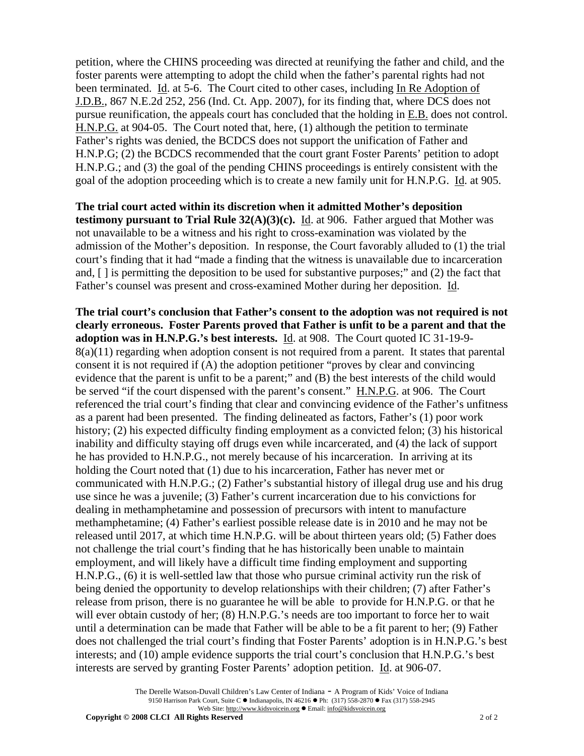petition, where the CHINS proceeding was directed at reunifying the father and child, and the foster parents were attempting to adopt the child when the father's parental rights had not been terminated. Id. at 5-6. The Court cited to other cases, including In Re Adoption of J.D.B., 867 N.E.2d 252, 256 (Ind. Ct. App. 2007), for its finding that, where DCS does not pursue reunification, the appeals court has concluded that the holding in E.B. does not control. H.N.P.G. at 904-05. The Court noted that, here, (1) although the petition to terminate Father's rights was denied, the BCDCS does not support the unification of Father and H.N.P.G; (2) the BCDCS recommended that the court grant Foster Parents' petition to adopt H.N.P.G.; and (3) the goal of the pending CHINS proceedings is entirely consistent with the goal of the adoption proceeding which is to create a new family unit for H.N.P.G. Id. at 905.

**The trial court acted within its discretion when it admitted Mother's deposition testimony pursuant to Trial Rule 32(A)(3)(c).** Id. at 906. Father argued that Mother was not unavailable to be a witness and his right to cross-examination was violated by the admission of the Mother's deposition. In response, the Court favorably alluded to (1) the trial court's finding that it had "made a finding that the witness is unavailable due to incarceration and, [ ] is permitting the deposition to be used for substantive purposes;" and (2) the fact that Father's counsel was present and cross-examined Mother during her deposition. Id.

**The trial court's conclusion that Father's consent to the adoption was not required is not clearly erroneous. Foster Parents proved that Father is unfit to be a parent and that the adoption was in H.N.P.G.'s best interests.** Id. at 908. The Court quoted IC 31-19-9-8(a)(11) regarding when adoption consent is not required from a parent. It states that parental consent it is not required if (A) the adoption petitioner "proves by clear and convincing evidence that the parent is unfit to be a parent;" and (B) the best interests of the child would be served "if the court dispensed with the parent's consent." H.N.P.G. at 906. The Court referenced the trial court's finding that clear and convincing evidence of the Father's unfitness as a parent had been presented. The finding delineated as factors, Father's (1) poor work history; (2) his expected difficulty finding employment as a convicted felon; (3) his historical inability and difficulty staying off drugs even while incarcerated, and (4) the lack of support he has provided to H.N.P.G., not merely because of his incarceration. In arriving at its holding the Court noted that (1) due to his incarceration, Father has never met or communicated with H.N.P.G.; (2) Father's substantial history of illegal drug use and his drug use since he was a juvenile; (3) Father's current incarceration due to his convictions for dealing in methamphetamine and possession of precursors with intent to manufacture methamphetamine; (4) Father's earliest possible release date is in 2010 and he may not be released until 2017, at which time H.N.P.G. will be about thirteen years old; (5) Father does not challenge the trial court's finding that he has historically been unable to maintain employment, and will likely have a difficult time finding employment and supporting H.N.P.G., (6) it is well-settled law that those who pursue criminal activity run the risk of being denied the opportunity to develop relationships with their children; (7) after Father's release from prison, there is no guarantee he will be able to provide for H.N.P.G. or that he will ever obtain custody of her; (8) H.N.P.G.'s needs are too important to force her to wait until a determination can be made that Father will be able to be a fit parent to her; (9) Father does not challenged the trial court's finding that Foster Parents' adoption is in H.N.P.G.'s best interests; and (10) ample evidence supports the trial court's conclusion that H.N.P.G.'s best interests are served by granting Foster Parents' adoption petition. Id. at 906-07.

The Derelle Watson-Duvall Children's Law Center of Indiana - A Program of Kids' Voice of Indiana
9150 Harrison Park Court, Suite C ● Indianapolis, IN 46216 ● Ph: (317) 558-2870 ● Fax (317) 558-2945
Web Site: http://www.kidsvoicein.org ● Email: info@kidsvoicein.org

**Copyright © 2008 CLCI All Rights Reserved**